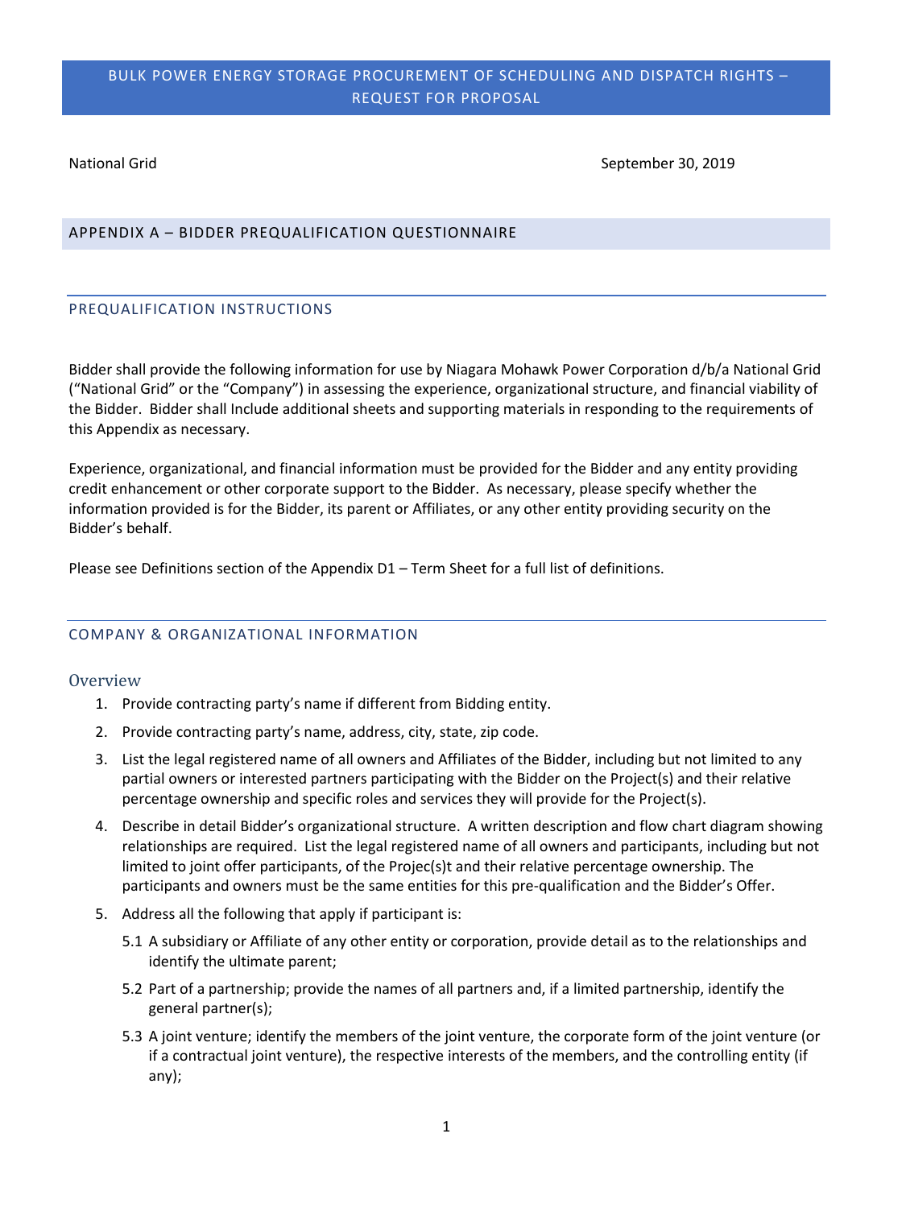# BULK POWER ENERGY STORAGE PROCUREMENT OF SCHEDULING AND DISPATCH RIGHTS – REQUEST FOR PROPOSAL

National Grid September 30, 2019

## APPENDIX A – BIDDER PREQUALIFICATION QUESTIONNAIRE

### PREQUALIFICATION INSTRUCTIONS

Bidder shall provide the following information for use by Niagara Mohawk Power Corporation d/b/a National Grid ("National Grid" or the "Company") in assessing the experience, organizational structure, and financial viability of the Bidder. Bidder shall Include additional sheets and supporting materials in responding to the requirements of this Appendix as necessary.

Experience, organizational, and financial information must be provided for the Bidder and any entity providing credit enhancement or other corporate support to the Bidder. As necessary, please specify whether the information provided is for the Bidder, its parent or Affiliates, or any other entity providing security on the Bidder's behalf.

Please see Definitions section of the Appendix D1 – Term Sheet for a full list of definitions.

### COMPANY & ORGANIZATIONAL INFORMATION

#### Overview

1. Provide contracting party's name if different from Bidding entity.
2. Provide contracting party's name, address, city, state, zip code.
3. List the legal registered name of all owners and Affiliates of the Bidder, including but not limited to any partial owners or interested partners participating with the Bidder on the Project(s) and their relative percentage ownership and specific roles and services they will provide for the Project(s).
4. Describe in detail Bidder's organizational structure. A written description and flow chart diagram showing relationships are required. List the legal registered name of all owners and participants, including but not limited to joint offer participants, of the Projec(s)t and their relative percentage ownership. The participants and owners must be the same entities for this pre-qualification and the Bidder's Offer.
5. Address all the following that apply if participant is:
   - 5.1 A subsidiary or Affiliate of any other entity or corporation, provide detail as to the relationships and identify the ultimate parent;
   - 5.2 Part of a partnership; provide the names of all partners and, if a limited partnership, identify the general partner(s);
   - 5.3 A joint venture; identify the members of the joint venture, the corporate form of the joint venture (or if a contractual joint venture), the respective interests of the members, and the controlling entity (if any);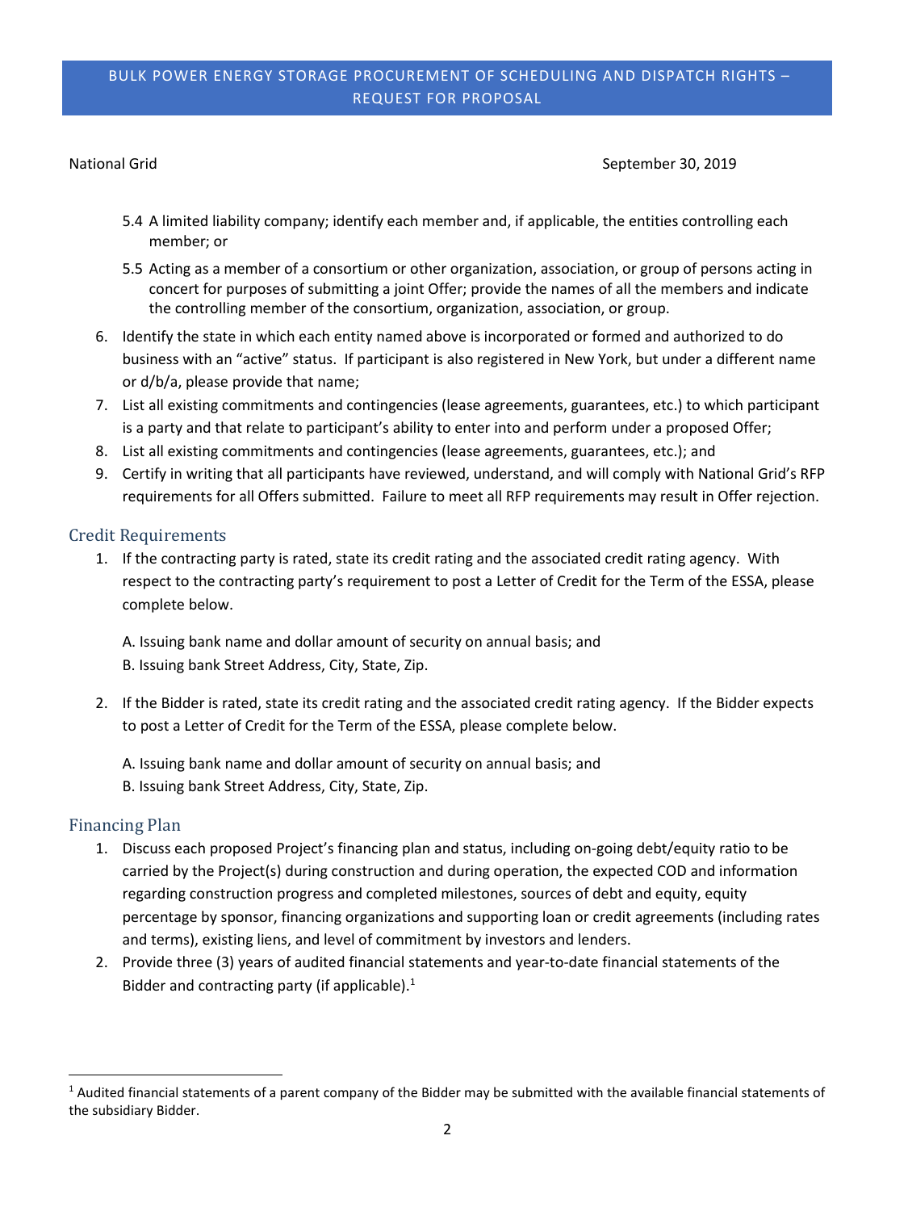5.4 A limited liability company; identify each member and, if applicable, the entities controlling each member; or

5.5 Acting as a member of a consortium or other organization, association, or group of persons acting in concert for purposes of submitting a joint Offer; provide the names of all the members and indicate the controlling member of the consortium, organization, association, or group.

6. Identify the state in which each entity named above is incorporated or formed and authorized to do business with an "active" status. If participant is also registered in New York, but under a different name or d/b/a, please provide that name;
7. List all existing commitments and contingencies (lease agreements, guarantees, etc.) to which participant is a party and that relate to participant's ability to enter into and perform under a proposed Offer;
8. List all existing commitments and contingencies (lease agreements, guarantees, etc.); and
9. Certify in writing that all participants have reviewed, understand, and will comply with National Grid's RFP requirements for all Offers submitted. Failure to meet all RFP requirements may result in Offer rejection.

## Credit Requirements

1. If the contracting party is rated, state its credit rating and the associated credit rating agency. With respect to the contracting party's requirement to post a Letter of Credit for the Term of the ESSA, please complete below.

   A. Issuing bank name and dollar amount of security on annual basis; and
   B. Issuing bank Street Address, City, State, Zip.

2. If the Bidder is rated, state its credit rating and the associated credit rating agency. If the Bidder expects to post a Letter of Credit for the Term of the ESSA, please complete below.

   A. Issuing bank name and dollar amount of security on annual basis; and
   B. Issuing bank Street Address, City, State, Zip.

## Financing Plan

1. Discuss each proposed Project's financing plan and status, including on-going debt/equity ratio to be carried by the Project(s) during construction and during operation, the expected COD and information regarding construction progress and completed milestones, sources of debt and equity, equity percentage by sponsor, financing organizations and supporting loan or credit agreements (including rates and terms), existing liens, and level of commitment by investors and lenders.
2. Provide three (3) years of audited financial statements and year-to-date financial statements of the Bidder and contracting party (if applicable).[1]

[1] Audited financial statements of a parent company of the Bidder may be submitted with the available financial statements of the subsidiary Bidder.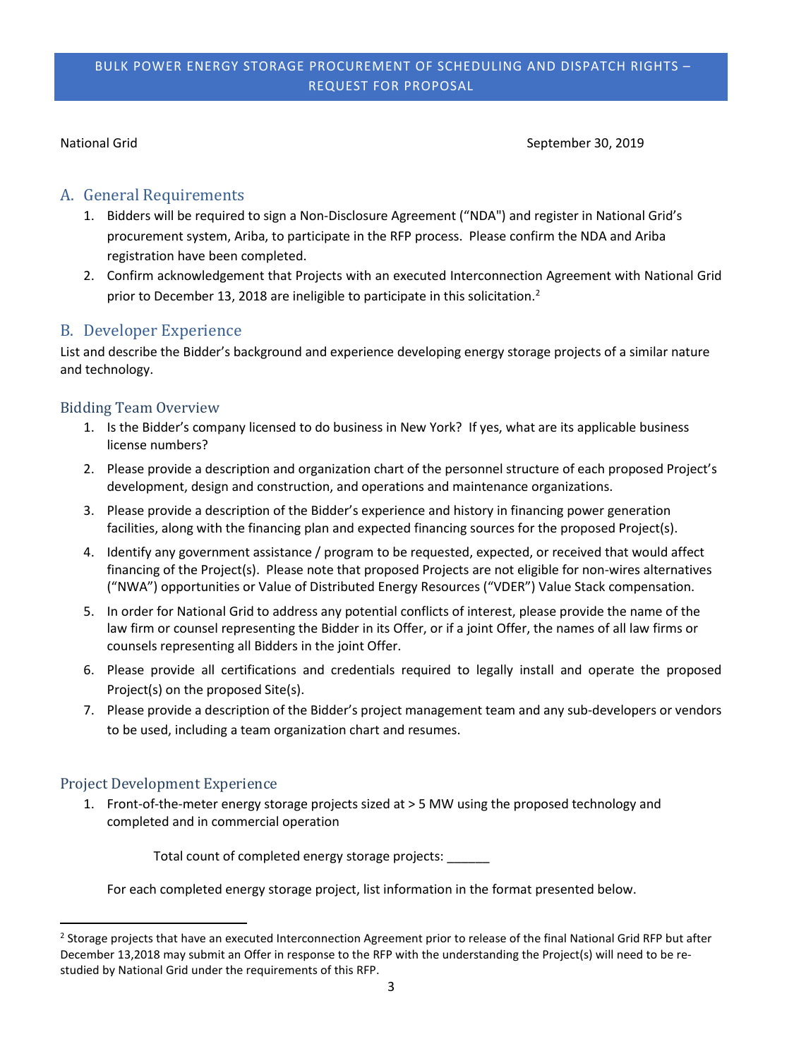BULK POWER ENERGY STORAGE PROCUREMENT OF SCHEDULING AND DISPATCH RIGHTS – REQUEST FOR PROPOSAL

National Grid September 30, 2019

## A. General Requirements

1. Bidders will be required to sign a Non-Disclosure Agreement ("NDA") and register in National Grid's procurement system, Ariba, to participate in the RFP process. Please confirm the NDA and Ariba registration have been completed.
2. Confirm acknowledgement that Projects with an executed Interconnection Agreement with National Grid prior to December 13, 2018 are ineligible to participate in this solicitation.[2]

## B. Developer Experience

List and describe the Bidder's background and experience developing energy storage projects of a similar nature and technology.

### Bidding Team Overview

1. Is the Bidder's company licensed to do business in New York? If yes, what are its applicable business license numbers?
2. Please provide a description and organization chart of the personnel structure of each proposed Project's development, design and construction, and operations and maintenance organizations.
3. Please provide a description of the Bidder's experience and history in financing power generation facilities, along with the financing plan and expected financing sources for the proposed Project(s).
4. Identify any government assistance / program to be requested, expected, or received that would affect financing of the Project(s). Please note that proposed Projects are not eligible for non-wires alternatives ("NWA") opportunities or Value of Distributed Energy Resources ("VDER") Value Stack compensation.
5. In order for National Grid to address any potential conflicts of interest, please provide the name of the law firm or counsel representing the Bidder in its Offer, or if a joint Offer, the names of all law firms or counsels representing all Bidders in the joint Offer.
6. Please provide all certifications and credentials required to legally install and operate the proposed Project(s) on the proposed Site(s).
7. Please provide a description of the Bidder's project management team and any sub-developers or vendors to be used, including a team organization chart and resumes.

### Project Development Experience

1. Front-of-the-meter energy storage projects sized at > 5 MW using the proposed technology and completed and in commercial operation

   Total count of completed energy storage projects: ______

   For each completed energy storage project, list information in the format presented below.

[2] Storage projects that have an executed Interconnection Agreement prior to release of the final National Grid RFP but after December 13,2018 may submit an Offer in response to the RFP with the understanding the Project(s) will need to be re-studied by National Grid under the requirements of this RFP.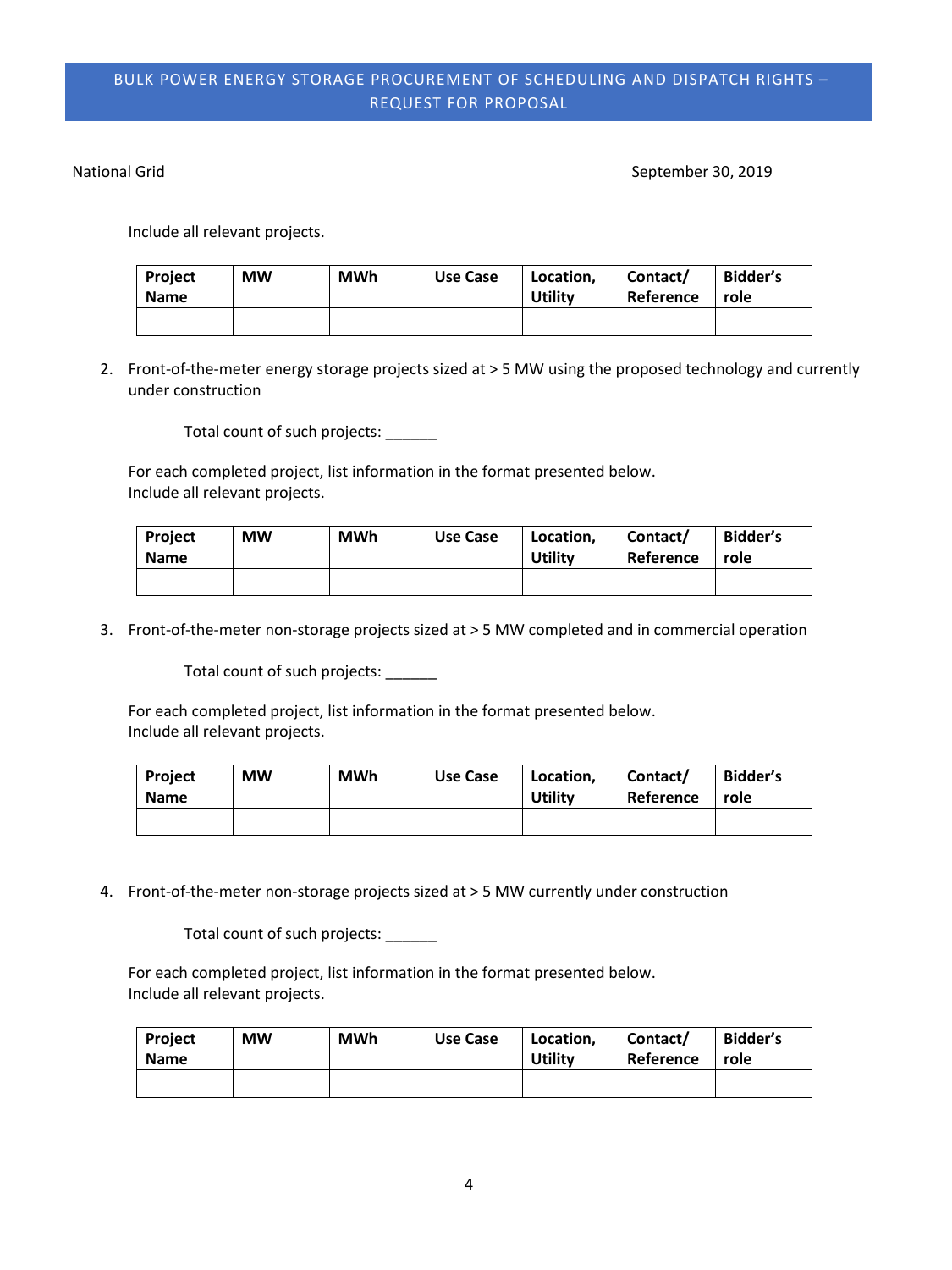Include all relevant projects.

| Project Name | MW | MWh | Use Case | Location, Utility | Contact/ Reference | Bidder's role |
|---|---|---|---|---|---|---|
| | | | | | | |

2. Front-of-the-meter energy storage projects sized at > 5 MW using the proposed technology and currently under construction

   Total count of such projects: ______

   For each completed project, list information in the format presented below.
   Include all relevant projects.

| Project Name | MW | MWh | Use Case | Location, Utility | Contact/ Reference | Bidder's role |
|---|---|---|---|---|---|---|
| | | | | | | |

3. Front-of-the-meter non-storage projects sized at > 5 MW completed and in commercial operation

   Total count of such projects: ______

   For each completed project, list information in the format presented below.
   Include all relevant projects.

| Project Name | MW | MWh | Use Case | Location, Utility | Contact/ Reference | Bidder's role |
|---|---|---|---|---|---|---|
| | | | | | | |

4. Front-of-the-meter non-storage projects sized at > 5 MW currently under construction

   Total count of such projects: ______

   For each completed project, list information in the format presented below.
   Include all relevant projects.

| Project Name | MW | MWh | Use Case | Location, Utility | Contact/ Reference | Bidder's role |
|---|---|---|---|---|---|---|
| | | | | | | |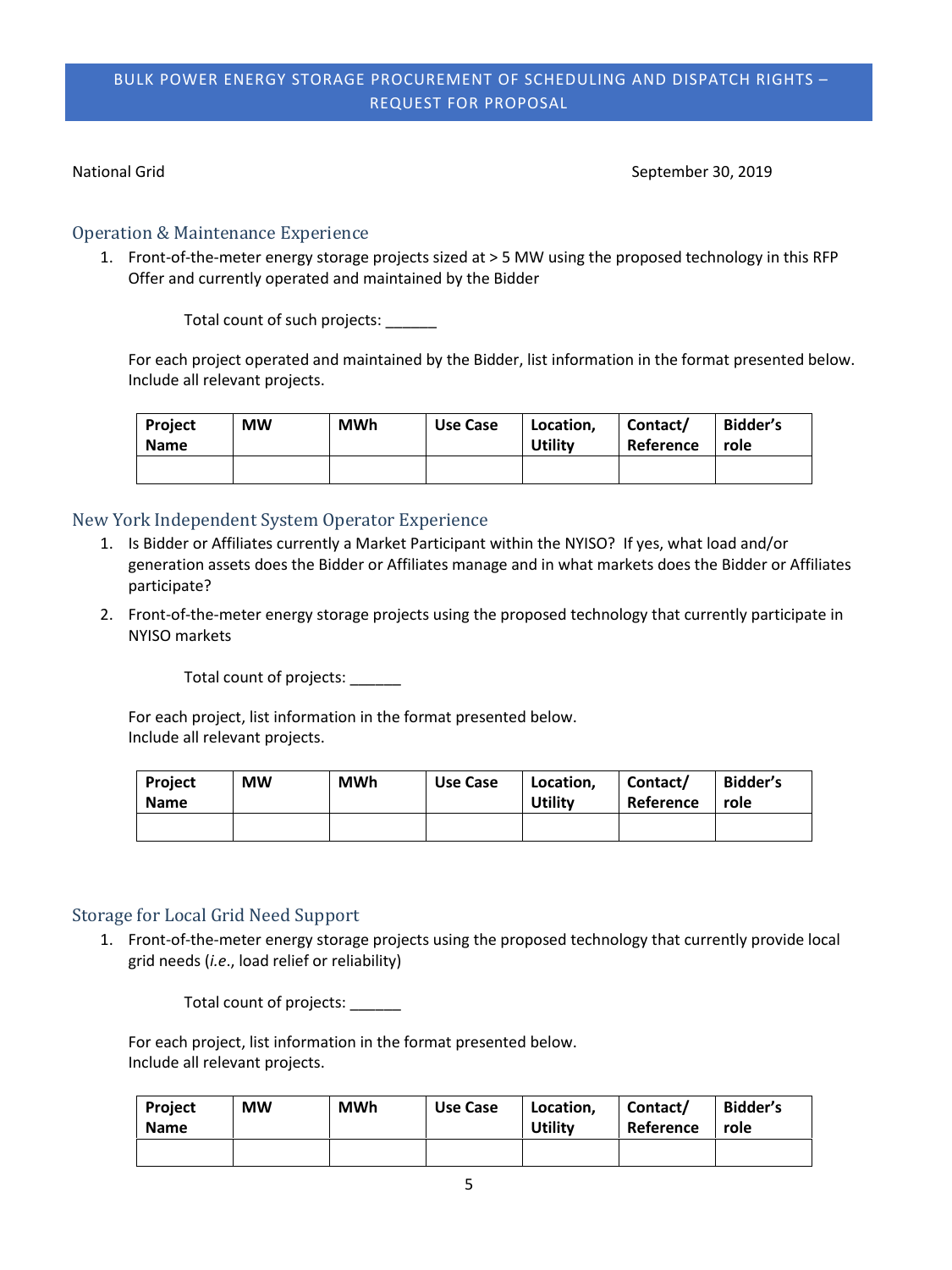National Grid September 30, 2019

## Operation & Maintenance Experience

1. Front-of-the-meter energy storage projects sized at > 5 MW using the proposed technology in this RFP Offer and currently operated and maintained by the Bidder

   Total count of such projects: ______

   For each project operated and maintained by the Bidder, list information in the format presented below. Include all relevant projects.

| Project Name | MW | MWh | Use Case | Location, Utility | Contact/ Reference | Bidder's role |
|---|---|---|---|---|---|---|
| | | | | | | |

## New York Independent System Operator Experience

1. Is Bidder or Affiliates currently a Market Participant within the NYISO? If yes, what load and/or generation assets does the Bidder or Affiliates manage and in what markets does the Bidder or Affiliates participate?
2. Front-of-the-meter energy storage projects using the proposed technology that currently participate in NYISO markets

   Total count of projects: ______

   For each project, list information in the format presented below.
   Include all relevant projects.

| Project Name | MW | MWh | Use Case | Location, Utility | Contact/ Reference | Bidder's role |
|---|---|---|---|---|---|---|
| | | | | | | |

## Storage for Local Grid Need Support

1. Front-of-the-meter energy storage projects using the proposed technology that currently provide local grid needs (*i.e.*, load relief or reliability)

   Total count of projects: ______

   For each project, list information in the format presented below.
   Include all relevant projects.

| Project Name | MW | MWh | Use Case | Location, Utility | Contact/ Reference | Bidder's role |
|---|---|---|---|---|---|---|
| | | | | | | |